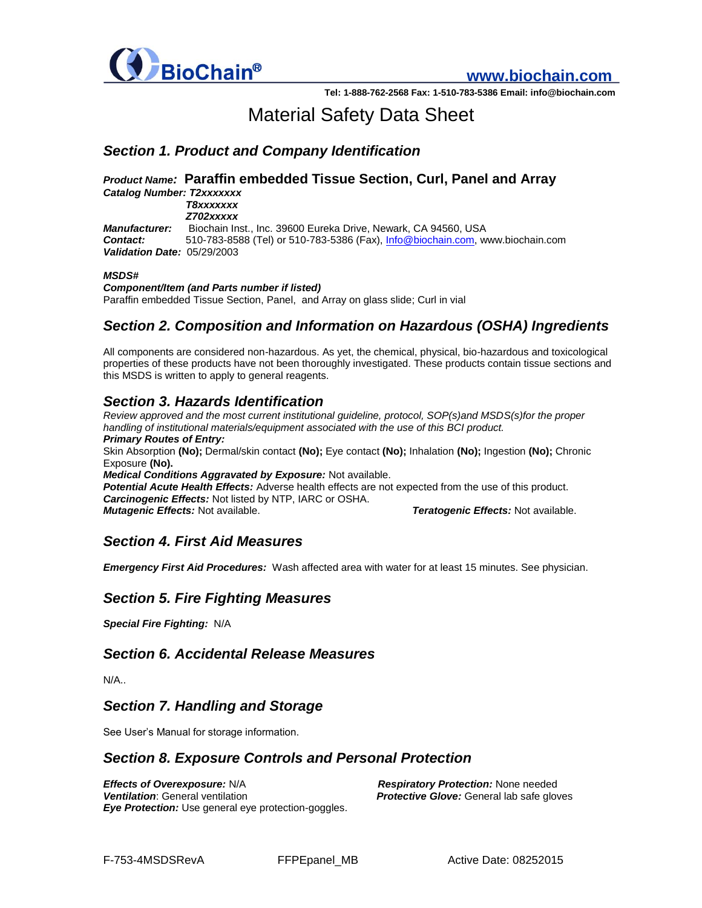**BioChain®** **www.biochain.com**

**Tel: 1-888-762-2568 Fax: 1-510-783-5386 Email: info@biochain.com**

# Material Safety Data Sheet

## *Section 1. Product and Company Identification*

***Product Name:*** **Paraffin embedded Tissue Section, Curl, Panel and Array**

***Catalog Number: T2xxxxxxx***
***T8xxxxxxx***
***Z702xxxxx***

***Manufacturer:*** Biochain Inst., Inc. 39600 Eureka Drive, Newark, CA 94560, USA
***Contact:*** 510-783-8588 (Tel) or 510-783-5386 (Fax), Info@biochain.com, www.biochain.com
***Validation Date:*** 05/29/2003

***MSDS#***

***Component/Item (and Parts number if listed)***
Paraffin embedded Tissue Section, Panel, and Array on glass slide; Curl in vial

## *Section 2. Composition and Information on Hazardous (OSHA) Ingredients*

All components are considered non-hazardous. As yet, the chemical, physical, bio-hazardous and toxicological properties of these products have not been thoroughly investigated. These products contain tissue sections and this MSDS is written to apply to general reagents.

## *Section 3. Hazards Identification*

*Review approved and the most current institutional guideline, protocol, SOP(s)and MSDS(s)for the proper handling of institutional materials/equipment associated with the use of this BCI product.*

***Primary Routes of Entry:***
Skin Absorption **(No);** Dermal/skin contact **(No);** Eye contact **(No);** Inhalation **(No);** Ingestion **(No);** Chronic Exposure **(No).**

***Medical Conditions Aggravated by Exposure:*** Not available.
***Potential Acute Health Effects:*** Adverse health effects are not expected from the use of this product.
***Carcinogenic Effects:*** Not listed by NTP, IARC or OSHA.
***Mutagenic Effects:*** Not available.
***Teratogenic Effects:*** Not available.

## *Section 4. First Aid Measures*

***Emergency First Aid Procedures:*** Wash affected area with water for at least 15 minutes. See physician.

## *Section 5. Fire Fighting Measures*

***Special Fire Fighting:*** N/A

## *Section 6. Accidental Release Measures*

N/A..

## *Section 7. Handling and Storage*

See User's Manual for storage information.

## *Section 8. Exposure Controls and Personal Protection*

***Effects of Overexposure:*** N/A
***Ventilation***: General ventilation
***Eye Protection:*** Use general eye protection-goggles.
***Respiratory Protection:*** None needed
***Protective Glove:*** General lab safe gloves

F-753-4MSDSRevA FFPEpanel_MB Active Date: 08252015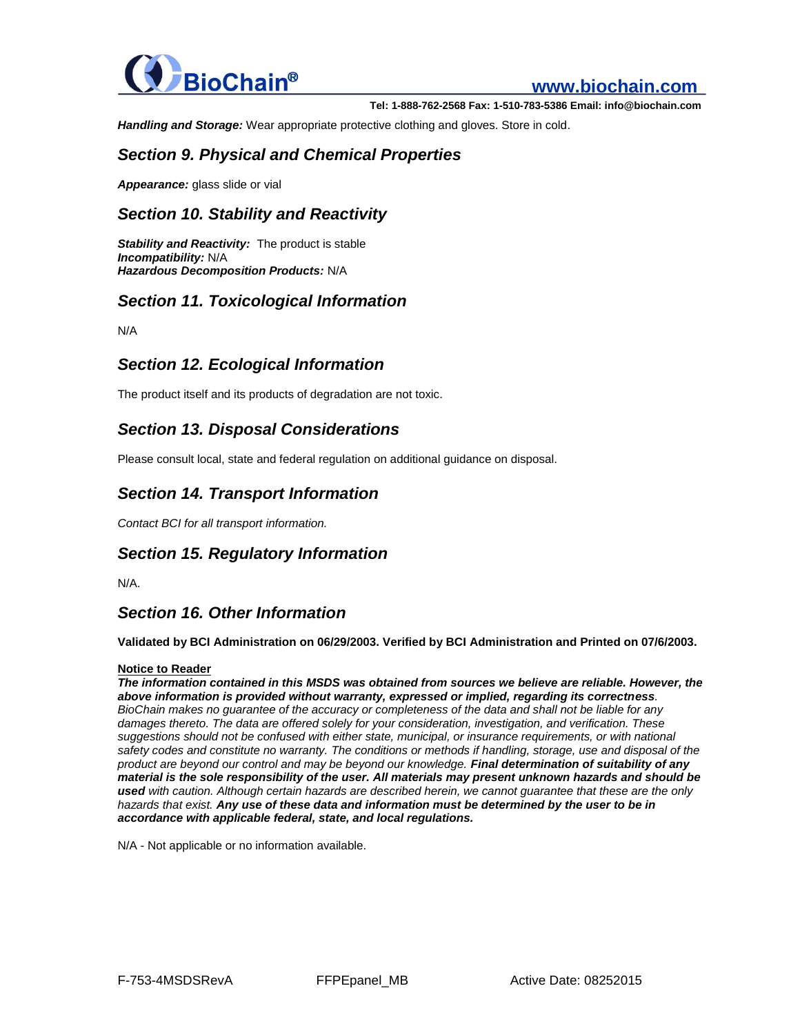***Handling and Storage:*** Wear appropriate protective clothing and gloves. Store in cold.

## *Section 9. Physical and Chemical Properties*

***Appearance:*** glass slide or vial

## *Section 10. Stability and Reactivity*

***Stability and Reactivity:*** The product is stable
***Incompatibility:*** N/A
***Hazardous Decomposition Products:*** N/A

## *Section 11. Toxicological Information*

N/A

## *Section 12. Ecological Information*

The product itself and its products of degradation are not toxic.

## *Section 13. Disposal Considerations*

Please consult local, state and federal regulation on additional guidance on disposal.

## *Section 14. Transport Information*

*Contact BCI for all transport information.*

## *Section 15. Regulatory Information*

N/A.

## *Section 16. Other Information*

**Validated by BCI Administration on 06/29/2003. Verified by BCI Administration and Printed on 07/6/2003.**

**Notice to Reader**

***The information contained in this MSDS was obtained from sources we believe are reliable. However, the above information is provided without warranty, expressed or implied, regarding its correctness***. *BioChain makes no guarantee of the accuracy or completeness of the data and shall not be liable for any damages thereto. The data are offered solely for your consideration, investigation, and verification. These suggestions should not be confused with either state, municipal, or insurance requirements, or with national safety codes and constitute no warranty. The conditions or methods if handling, storage, use and disposal of the product are beyond our control and may be beyond our knowledge.* ***Final determination of suitability of any material is the sole responsibility of the user. All materials may present unknown hazards and should be used*** *with caution. Although certain hazards are described herein, we cannot guarantee that these are the only hazards that exist.* ***Any use of these data and information must be determined by the user to be in accordance with applicable federal, state, and local regulations.***

N/A - Not applicable or no information available.

F-753-4MSDSRevA FFPEpanel_MB Active Date: 08252015